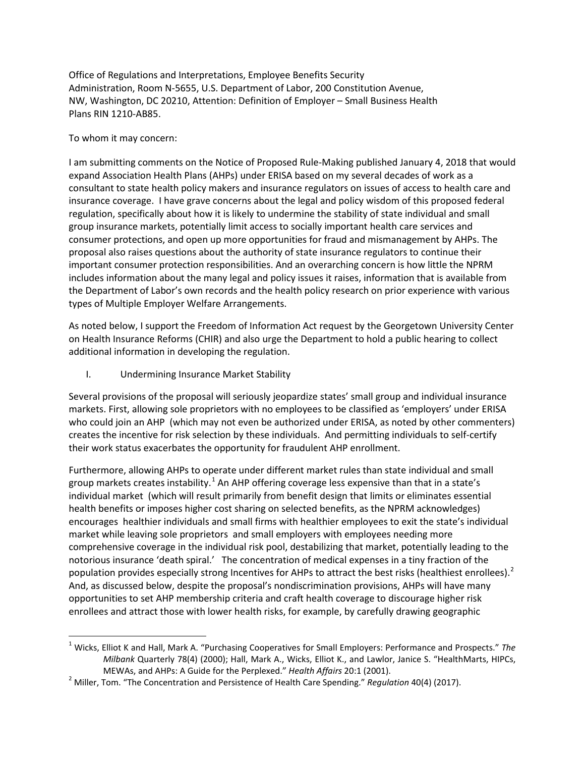Office of Regulations and Interpretations, Employee Benefits Security Administration, Room N-5655, U.S. Department of Labor, 200 Constitution Avenue, NW, Washington, DC 20210, Attention: Definition of Employer – Small Business Health Plans RIN 1210-AB85.

To whom it may concern:

I am submitting comments on the Notice of Proposed Rule-Making published January 4, 2018 that would expand Association Health Plans (AHPs) under ERISA based on my several decades of work as a consultant to state health policy makers and insurance regulators on issues of access to health care and insurance coverage. I have grave concerns about the legal and policy wisdom of this proposed federal regulation, specifically about how it is likely to undermine the stability of state individual and small group insurance markets, potentially limit access to socially important health care services and consumer protections, and open up more opportunities for fraud and mismanagement by AHPs. The proposal also raises questions about the authority of state insurance regulators to continue their important consumer protection responsibilities. And an overarching concern is how little the NPRM includes information about the many legal and policy issues it raises, information that is available from the Department of Labor's own records and the health policy research on prior experience with various types of Multiple Employer Welfare Arrangements.

As noted below, I support the Freedom of Information Act request by the Georgetown University Center on Health Insurance Reforms (CHIR) and also urge the Department to hold a public hearing to collect additional information in developing the regulation.

## I. Undermining Insurance Market Stability

Several provisions of the proposal will seriously jeopardize states' small group and individual insurance markets. First, allowing sole proprietors with no employees to be classified as 'employers' under ERISA who could join an AHP (which may not even be authorized under ERISA, as noted by other commenters) creates the incentive for risk selection by these individuals. And permitting individuals to self-certify their work status exacerbates the opportunity for fraudulent AHP enrollment.

Furthermore, allowing AHPs to operate under different market rules than state individual and small group markets creates instability.[1] An AHP offering coverage less expensive than that in a state's individual market (which will result primarily from benefit design that limits or eliminates essential health benefits or imposes higher cost sharing on selected benefits, as the NPRM acknowledges) encourages healthier individuals and small firms with healthier employees to exit the state's individual market while leaving sole proprietors and small employers with employees needing more comprehensive coverage in the individual risk pool, destabilizing that market, potentially leading to the notorious insurance 'death spiral.' The concentration of medical expenses in a tiny fraction of the population provides especially strong Incentives for AHPs to attract the best risks (healthiest enrollees).[2] And, as discussed below, despite the proposal's nondiscrimination provisions, AHPs will have many opportunities to set AHP membership criteria and craft health coverage to discourage higher risk enrollees and attract those with lower health risks, for example, by carefully drawing geographic

---

[1] Wicks, Elliot K and Hall, Mark A. "Purchasing Cooperatives for Small Employers: Performance and Prospects." *The Milbank* Quarterly 78(4) (2000); Hall, Mark A., Wicks, Elliot K., and Lawlor, Janice S. "HealthMarts, HIPCs, MEWAs, and AHPs: A Guide for the Perplexed." *Health Affairs* 20:1 (2001).

[2] Miller, Tom. "The Concentration and Persistence of Health Care Spending." *Regulation* 40(4) (2017).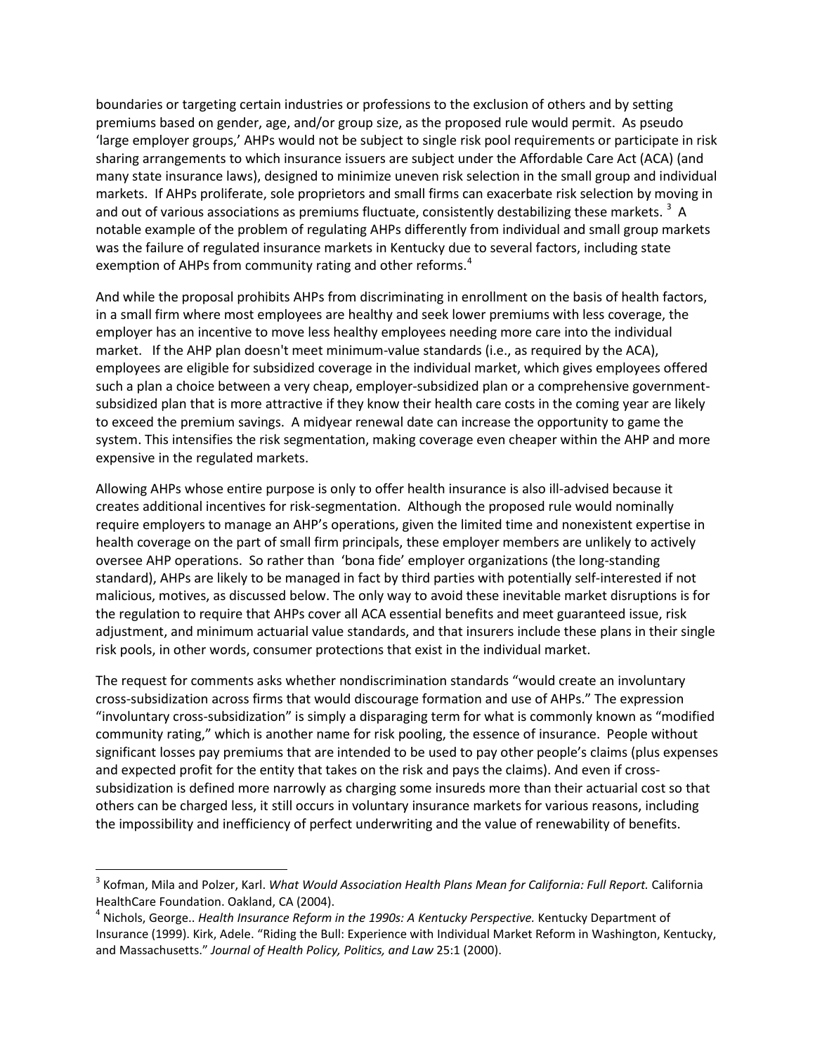boundaries or targeting certain industries or professions to the exclusion of others and by setting premiums based on gender, age, and/or group size, as the proposed rule would permit. As pseudo 'large employer groups,' AHPs would not be subject to single risk pool requirements or participate in risk sharing arrangements to which insurance issuers are subject under the Affordable Care Act (ACA) (and many state insurance laws), designed to minimize uneven risk selection in the small group and individual markets. If AHPs proliferate, sole proprietors and small firms can exacerbate risk selection by moving in and out of various associations as premiums fluctuate, consistently destabilizing these markets. [3] A notable example of the problem of regulating AHPs differently from individual and small group markets was the failure of regulated insurance markets in Kentucky due to several factors, including state exemption of AHPs from community rating and other reforms.[4]

And while the proposal prohibits AHPs from discriminating in enrollment on the basis of health factors, in a small firm where most employees are healthy and seek lower premiums with less coverage, the employer has an incentive to move less healthy employees needing more care into the individual market. If the AHP plan doesn't meet minimum-value standards (i.e., as required by the ACA), employees are eligible for subsidized coverage in the individual market, which gives employees offered such a plan a choice between a very cheap, employer-subsidized plan or a comprehensive government-subsidized plan that is more attractive if they know their health care costs in the coming year are likely to exceed the premium savings. A midyear renewal date can increase the opportunity to game the system. This intensifies the risk segmentation, making coverage even cheaper within the AHP and more expensive in the regulated markets.

Allowing AHPs whose entire purpose is only to offer health insurance is also ill-advised because it creates additional incentives for risk-segmentation. Although the proposed rule would nominally require employers to manage an AHP's operations, given the limited time and nonexistent expertise in health coverage on the part of small firm principals, these employer members are unlikely to actively oversee AHP operations. So rather than 'bona fide' employer organizations (the long-standing standard), AHPs are likely to be managed in fact by third parties with potentially self-interested if not malicious, motives, as discussed below. The only way to avoid these inevitable market disruptions is for the regulation to require that AHPs cover all ACA essential benefits and meet guaranteed issue, risk adjustment, and minimum actuarial value standards, and that insurers include these plans in their single risk pools, in other words, consumer protections that exist in the individual market.

The request for comments asks whether nondiscrimination standards "would create an involuntary cross-subsidization across firms that would discourage formation and use of AHPs." The expression "involuntary cross-subsidization" is simply a disparaging term for what is commonly known as "modified community rating," which is another name for risk pooling, the essence of insurance. People without significant losses pay premiums that are intended to be used to pay other people's claims (plus expenses and expected profit for the entity that takes on the risk and pays the claims). And even if cross-subsidization is defined more narrowly as charging some insureds more than their actuarial cost so that others can be charged less, it still occurs in voluntary insurance markets for various reasons, including the impossibility and inefficiency of perfect underwriting and the value of renewability of benefits.

---

[3] Kofman, Mila and Polzer, Karl. *What Would Association Health Plans Mean for California: Full Report.* California HealthCare Foundation. Oakland, CA (2004).

[4] Nichols, George.. *Health Insurance Reform in the 1990s: A Kentucky Perspective.* Kentucky Department of Insurance (1999). Kirk, Adele. "Riding the Bull: Experience with Individual Market Reform in Washington, Kentucky, and Massachusetts." *Journal of Health Policy, Politics, and Law* 25:1 (2000).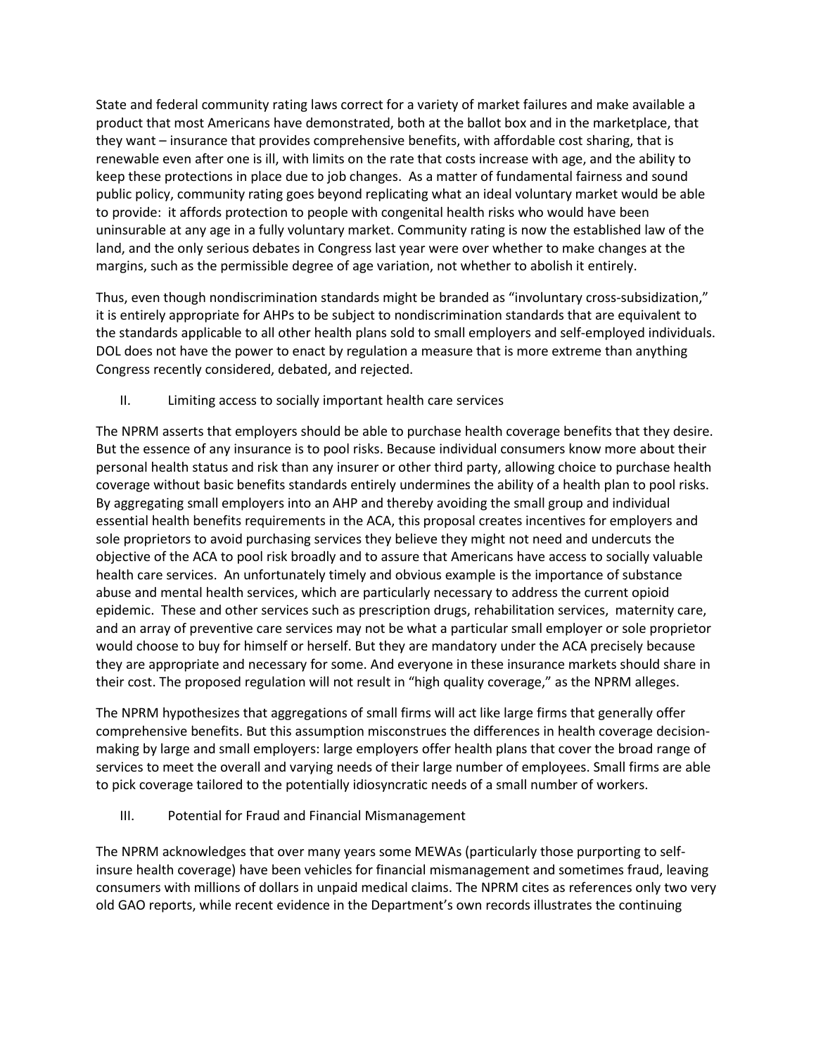State and federal community rating laws correct for a variety of market failures and make available a product that most Americans have demonstrated, both at the ballot box and in the marketplace, that they want – insurance that provides comprehensive benefits, with affordable cost sharing, that is renewable even after one is ill, with limits on the rate that costs increase with age, and the ability to keep these protections in place due to job changes. As a matter of fundamental fairness and sound public policy, community rating goes beyond replicating what an ideal voluntary market would be able to provide: it affords protection to people with congenital health risks who would have been uninsurable at any age in a fully voluntary market. Community rating is now the established law of the land, and the only serious debates in Congress last year were over whether to make changes at the margins, such as the permissible degree of age variation, not whether to abolish it entirely.

Thus, even though nondiscrimination standards might be branded as "involuntary cross-subsidization," it is entirely appropriate for AHPs to be subject to nondiscrimination standards that are equivalent to the standards applicable to all other health plans sold to small employers and self-employed individuals. DOL does not have the power to enact by regulation a measure that is more extreme than anything Congress recently considered, debated, and rejected.

## II. Limiting access to socially important health care services

The NPRM asserts that employers should be able to purchase health coverage benefits that they desire. But the essence of any insurance is to pool risks. Because individual consumers know more about their personal health status and risk than any insurer or other third party, allowing choice to purchase health coverage without basic benefits standards entirely undermines the ability of a health plan to pool risks. By aggregating small employers into an AHP and thereby avoiding the small group and individual essential health benefits requirements in the ACA, this proposal creates incentives for employers and sole proprietors to avoid purchasing services they believe they might not need and undercuts the objective of the ACA to pool risk broadly and to assure that Americans have access to socially valuable health care services. An unfortunately timely and obvious example is the importance of substance abuse and mental health services, which are particularly necessary to address the current opioid epidemic. These and other services such as prescription drugs, rehabilitation services, maternity care, and an array of preventive care services may not be what a particular small employer or sole proprietor would choose to buy for himself or herself. But they are mandatory under the ACA precisely because they are appropriate and necessary for some. And everyone in these insurance markets should share in their cost. The proposed regulation will not result in "high quality coverage," as the NPRM alleges.

The NPRM hypothesizes that aggregations of small firms will act like large firms that generally offer comprehensive benefits. But this assumption misconstrues the differences in health coverage decision-making by large and small employers: large employers offer health plans that cover the broad range of services to meet the overall and varying needs of their large number of employees. Small firms are able to pick coverage tailored to the potentially idiosyncratic needs of a small number of workers.

## III. Potential for Fraud and Financial Mismanagement

The NPRM acknowledges that over many years some MEWAs (particularly those purporting to self-insure health coverage) have been vehicles for financial mismanagement and sometimes fraud, leaving consumers with millions of dollars in unpaid medical claims. The NPRM cites as references only two very old GAO reports, while recent evidence in the Department's own records illustrates the continuing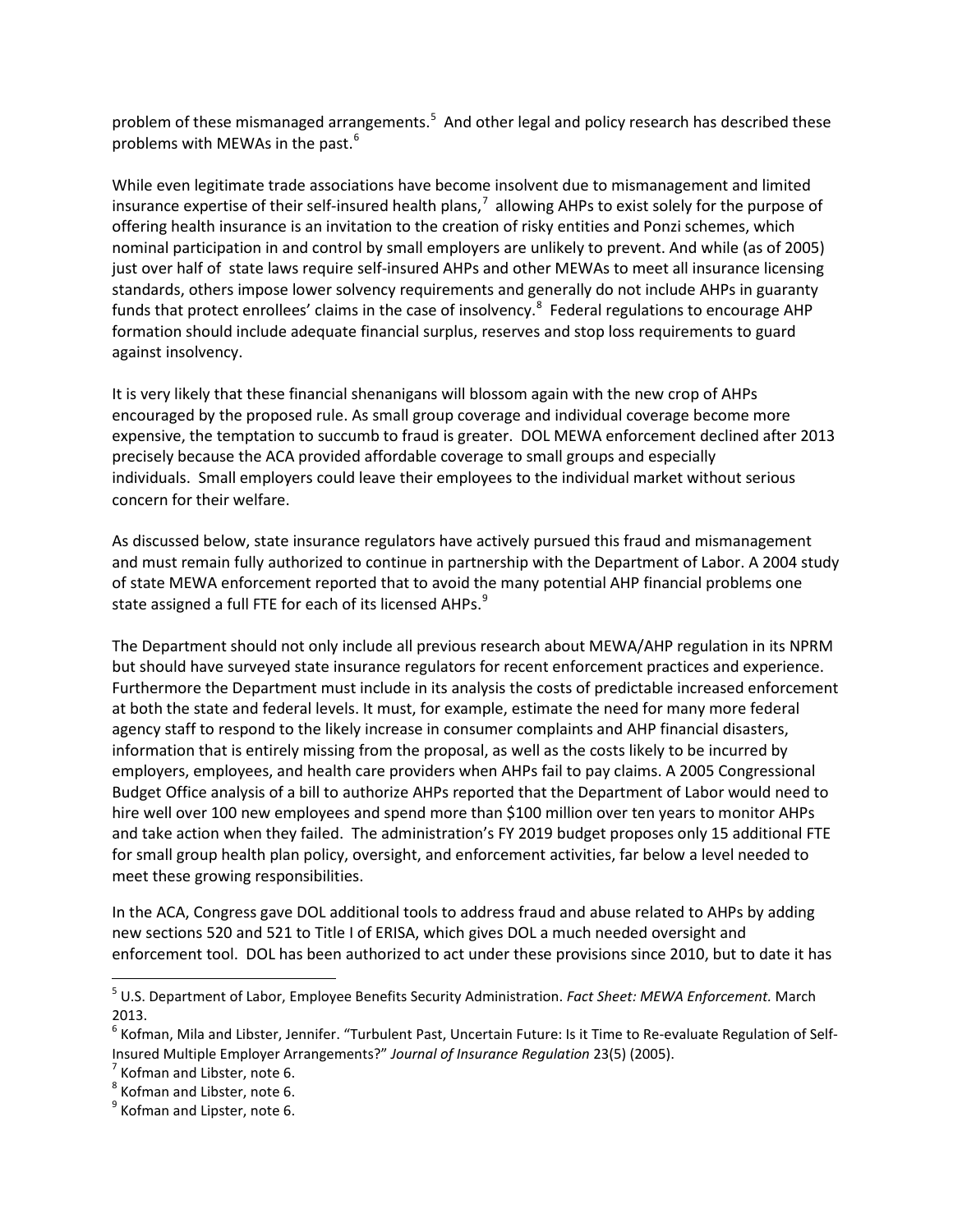problem of these mismanaged arrangements.[5] And other legal and policy research has described these problems with MEWAs in the past.[6]

While even legitimate trade associations have become insolvent due to mismanagement and limited insurance expertise of their self-insured health plans,[7] allowing AHPs to exist solely for the purpose of offering health insurance is an invitation to the creation of risky entities and Ponzi schemes, which nominal participation in and control by small employers are unlikely to prevent. And while (as of 2005) just over half of state laws require self-insured AHPs and other MEWAs to meet all insurance licensing standards, others impose lower solvency requirements and generally do not include AHPs in guaranty funds that protect enrollees' claims in the case of insolvency.[8] Federal regulations to encourage AHP formation should include adequate financial surplus, reserves and stop loss requirements to guard against insolvency.

It is very likely that these financial shenanigans will blossom again with the new crop of AHPs encouraged by the proposed rule. As small group coverage and individual coverage become more expensive, the temptation to succumb to fraud is greater. DOL MEWA enforcement declined after 2013 precisely because the ACA provided affordable coverage to small groups and especially individuals. Small employers could leave their employees to the individual market without serious concern for their welfare.

As discussed below, state insurance regulators have actively pursued this fraud and mismanagement and must remain fully authorized to continue in partnership with the Department of Labor. A 2004 study of state MEWA enforcement reported that to avoid the many potential AHP financial problems one state assigned a full FTE for each of its licensed AHPs.[9]

The Department should not only include all previous research about MEWA/AHP regulation in its NPRM but should have surveyed state insurance regulators for recent enforcement practices and experience. Furthermore the Department must include in its analysis the costs of predictable increased enforcement at both the state and federal levels. It must, for example, estimate the need for many more federal agency staff to respond to the likely increase in consumer complaints and AHP financial disasters, information that is entirely missing from the proposal, as well as the costs likely to be incurred by employers, employees, and health care providers when AHPs fail to pay claims. A 2005 Congressional Budget Office analysis of a bill to authorize AHPs reported that the Department of Labor would need to hire well over 100 new employees and spend more than $100 million over ten years to monitor AHPs and take action when they failed. The administration's FY 2019 budget proposes only 15 additional FTE for small group health plan policy, oversight, and enforcement activities, far below a level needed to meet these growing responsibilities.

In the ACA, Congress gave DOL additional tools to address fraud and abuse related to AHPs by adding new sections 520 and 521 to Title I of ERISA, which gives DOL a much needed oversight and enforcement tool. DOL has been authorized to act under these provisions since 2010, but to date it has

---

[5] U.S. Department of Labor, Employee Benefits Security Administration. *Fact Sheet: MEWA Enforcement.* March 2013.

[6] Kofman, Mila and Libster, Jennifer. "Turbulent Past, Uncertain Future: Is it Time to Re-evaluate Regulation of Self-Insured Multiple Employer Arrangements?" *Journal of Insurance Regulation* 23(5) (2005).

[7] Kofman and Libster, note 6.

[8] Kofman and Libster, note 6.

[9] Kofman and Lipster, note 6.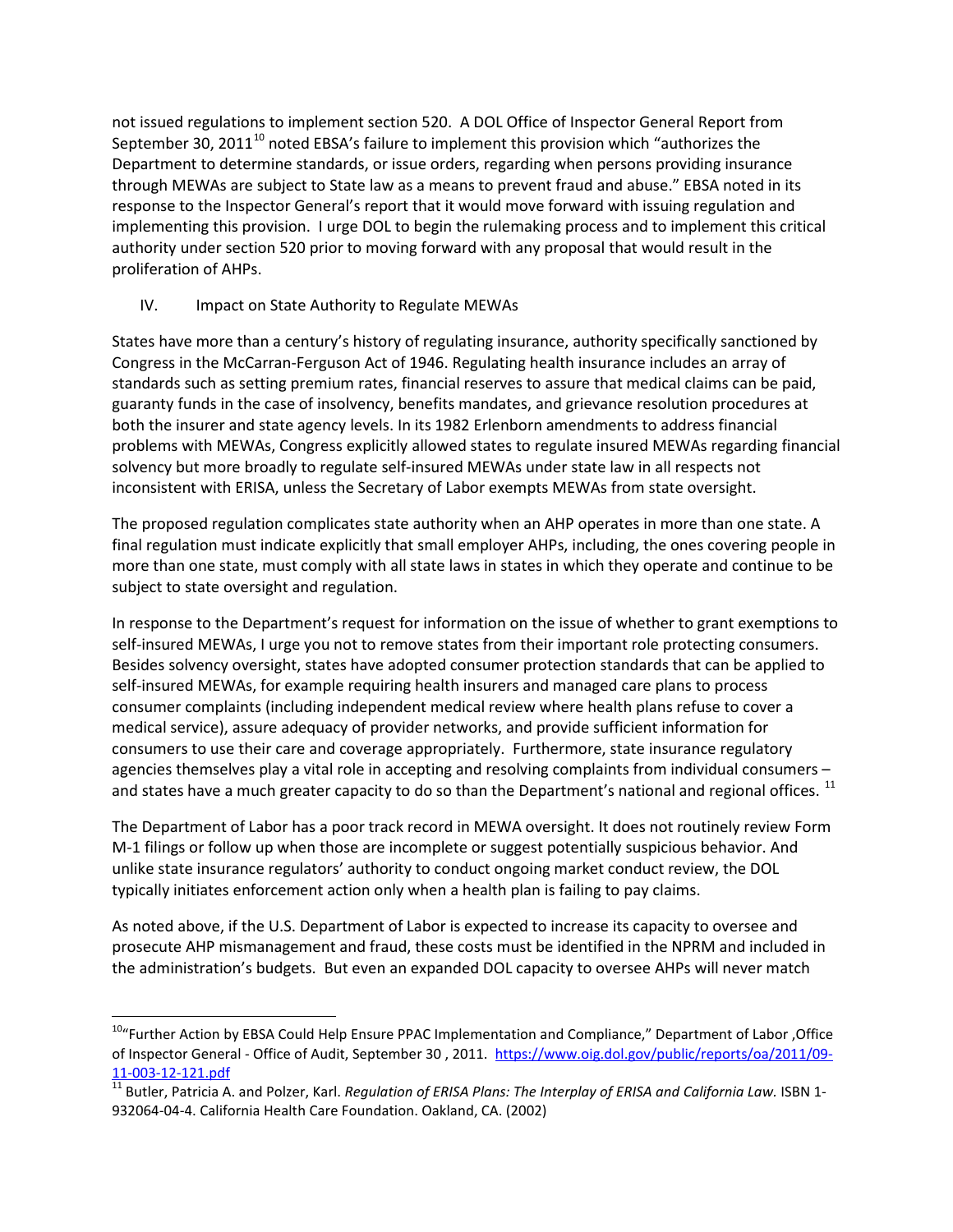not issued regulations to implement section 520. A DOL Office of Inspector General Report from September 30, 2011[10] noted EBSA's failure to implement this provision which "authorizes the Department to determine standards, or issue orders, regarding when persons providing insurance through MEWAs are subject to State law as a means to prevent fraud and abuse." EBSA noted in its response to the Inspector General's report that it would move forward with issuing regulation and implementing this provision. I urge DOL to begin the rulemaking process and to implement this critical authority under section 520 prior to moving forward with any proposal that would result in the proliferation of AHPs.

## IV. Impact on State Authority to Regulate MEWAs

States have more than a century's history of regulating insurance, authority specifically sanctioned by Congress in the McCarran-Ferguson Act of 1946. Regulating health insurance includes an array of standards such as setting premium rates, financial reserves to assure that medical claims can be paid, guaranty funds in the case of insolvency, benefits mandates, and grievance resolution procedures at both the insurer and state agency levels. In its 1982 Erlenborn amendments to address financial problems with MEWAs, Congress explicitly allowed states to regulate insured MEWAs regarding financial solvency but more broadly to regulate self-insured MEWAs under state law in all respects not inconsistent with ERISA, unless the Secretary of Labor exempts MEWAs from state oversight.

The proposed regulation complicates state authority when an AHP operates in more than one state. A final regulation must indicate explicitly that small employer AHPs, including, the ones covering people in more than one state, must comply with all state laws in states in which they operate and continue to be subject to state oversight and regulation.

In response to the Department's request for information on the issue of whether to grant exemptions to self-insured MEWAs, I urge you not to remove states from their important role protecting consumers. Besides solvency oversight, states have adopted consumer protection standards that can be applied to self-insured MEWAs, for example requiring health insurers and managed care plans to process consumer complaints (including independent medical review where health plans refuse to cover a medical service), assure adequacy of provider networks, and provide sufficient information for consumers to use their care and coverage appropriately. Furthermore, state insurance regulatory agencies themselves play a vital role in accepting and resolving complaints from individual consumers – and states have a much greater capacity to do so than the Department's national and regional offices. [11]

The Department of Labor has a poor track record in MEWA oversight. It does not routinely review Form M-1 filings or follow up when those are incomplete or suggest potentially suspicious behavior. And unlike state insurance regulators' authority to conduct ongoing market conduct review, the DOL typically initiates enforcement action only when a health plan is failing to pay claims.

As noted above, if the U.S. Department of Labor is expected to increase its capacity to oversee and prosecute AHP mismanagement and fraud, these costs must be identified in the NPRM and included in the administration's budgets. But even an expanded DOL capacity to oversee AHPs will never match

---

[10] "Further Action by EBSA Could Help Ensure PPAC Implementation and Compliance," Department of Labor ,Office of Inspector General - Office of Audit, September 30 , 2011. https://www.oig.dol.gov/public/reports/oa/2011/09-11-003-12-121.pdf

[11] Butler, Patricia A. and Polzer, Karl. *Regulation of ERISA Plans: The Interplay of ERISA and California Law.* ISBN 1-932064-04-4. California Health Care Foundation. Oakland, CA. (2002)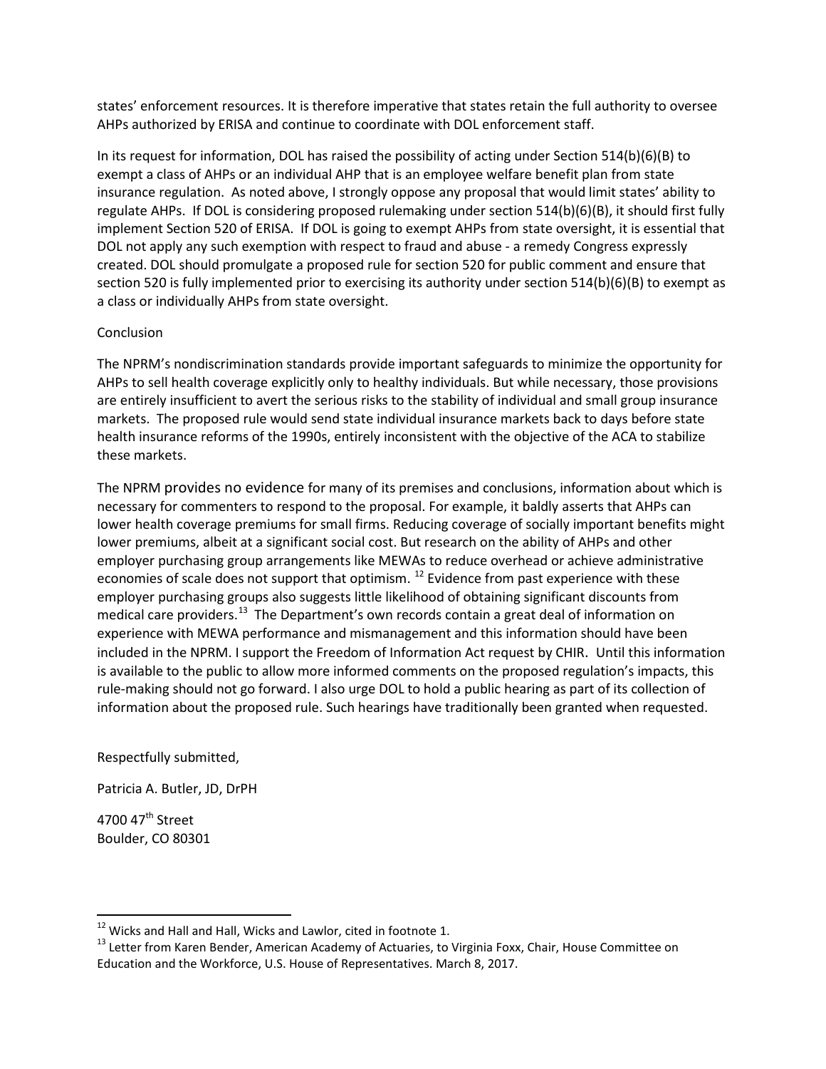states' enforcement resources. It is therefore imperative that states retain the full authority to oversee AHPs authorized by ERISA and continue to coordinate with DOL enforcement staff.

In its request for information, DOL has raised the possibility of acting under Section 514(b)(6)(B) to exempt a class of AHPs or an individual AHP that is an employee welfare benefit plan from state insurance regulation. As noted above, I strongly oppose any proposal that would limit states' ability to regulate AHPs. If DOL is considering proposed rulemaking under section 514(b)(6)(B), it should first fully implement Section 520 of ERISA. If DOL is going to exempt AHPs from state oversight, it is essential that DOL not apply any such exemption with respect to fraud and abuse - a remedy Congress expressly created. DOL should promulgate a proposed rule for section 520 for public comment and ensure that section 520 is fully implemented prior to exercising its authority under section 514(b)(6)(B) to exempt as a class or individually AHPs from state oversight.

Conclusion

The NPRM's nondiscrimination standards provide important safeguards to minimize the opportunity for AHPs to sell health coverage explicitly only to healthy individuals. But while necessary, those provisions are entirely insufficient to avert the serious risks to the stability of individual and small group insurance markets. The proposed rule would send state individual insurance markets back to days before state health insurance reforms of the 1990s, entirely inconsistent with the objective of the ACA to stabilize these markets.

The NPRM provides no evidence for many of its premises and conclusions, information about which is necessary for commenters to respond to the proposal. For example, it baldly asserts that AHPs can lower health coverage premiums for small firms. Reducing coverage of socially important benefits might lower premiums, albeit at a significant social cost. But research on the ability of AHPs and other employer purchasing group arrangements like MEWAs to reduce overhead or achieve administrative economies of scale does not support that optimism. [12] Evidence from past experience with these employer purchasing groups also suggests little likelihood of obtaining significant discounts from medical care providers.[13] The Department's own records contain a great deal of information on experience with MEWA performance and mismanagement and this information should have been included in the NPRM. I support the Freedom of Information Act request by CHIR. Until this information is available to the public to allow more informed comments on the proposed regulation's impacts, this rule-making should not go forward. I also urge DOL to hold a public hearing as part of its collection of information about the proposed rule. Such hearings have traditionally been granted when requested.

Respectfully submitted,

Patricia A. Butler, JD, DrPH

4700 47th Street
Boulder, CO 80301

[12] Wicks and Hall and Hall, Wicks and Lawlor, cited in footnote 1.

[13] Letter from Karen Bender, American Academy of Actuaries, to Virginia Foxx, Chair, House Committee on Education and the Workforce, U.S. House of Representatives. March 8, 2017.